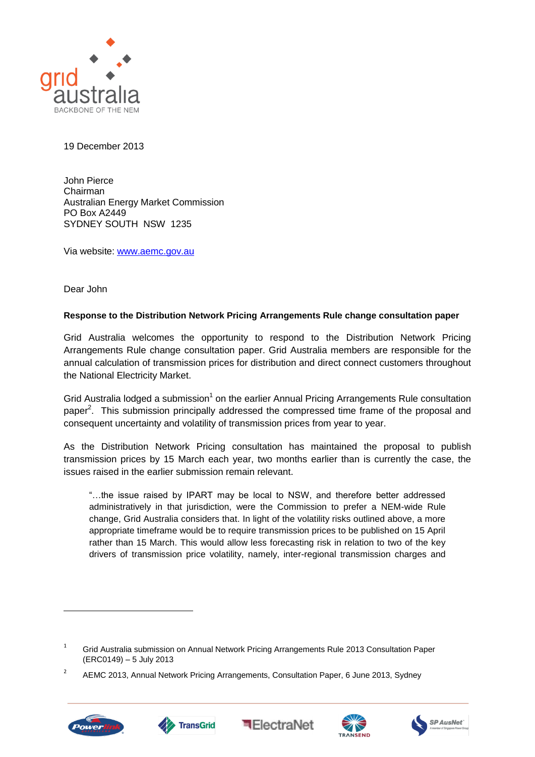grid australia
BACKBONE OF THE NEM

19 December 2013

John Pierce
Chairman
Australian Energy Market Commission
PO Box A2449
SYDNEY SOUTH NSW 1235

Via website: www.aemc.gov.au

Dear John

**Response to the Distribution Network Pricing Arrangements Rule change consultation paper**

Grid Australia welcomes the opportunity to respond to the Distribution Network Pricing Arrangements Rule change consultation paper. Grid Australia members are responsible for the annual calculation of transmission prices for distribution and direct connect customers throughout the National Electricity Market.

Grid Australia lodged a submission[1] on the earlier Annual Pricing Arrangements Rule consultation paper[2]. This submission principally addressed the compressed time frame of the proposal and consequent uncertainty and volatility of transmission prices from year to year.

As the Distribution Network Pricing consultation has maintained the proposal to publish transmission prices by 15 March each year, two months earlier than is currently the case, the issues raised in the earlier submission remain relevant.

> "…the issue raised by IPART may be local to NSW, and therefore better addressed administratively in that jurisdiction, were the Commission to prefer a NEM-wide Rule change, Grid Australia considers that. In light of the volatility risks outlined above, a more appropriate timeframe would be to require transmission prices to be published on 15 April rather than 15 March. This would allow less forecasting risk in relation to two of the key drivers of transmission price volatility, namely, inter-regional transmission charges and

[1] Grid Australia submission on Annual Network Pricing Arrangements Rule 2013 Consultation Paper (ERC0149) – 5 July 2013

[2] AEMC 2013, Annual Network Pricing Arrangements, Consultation Paper, 6 June 2013, Sydney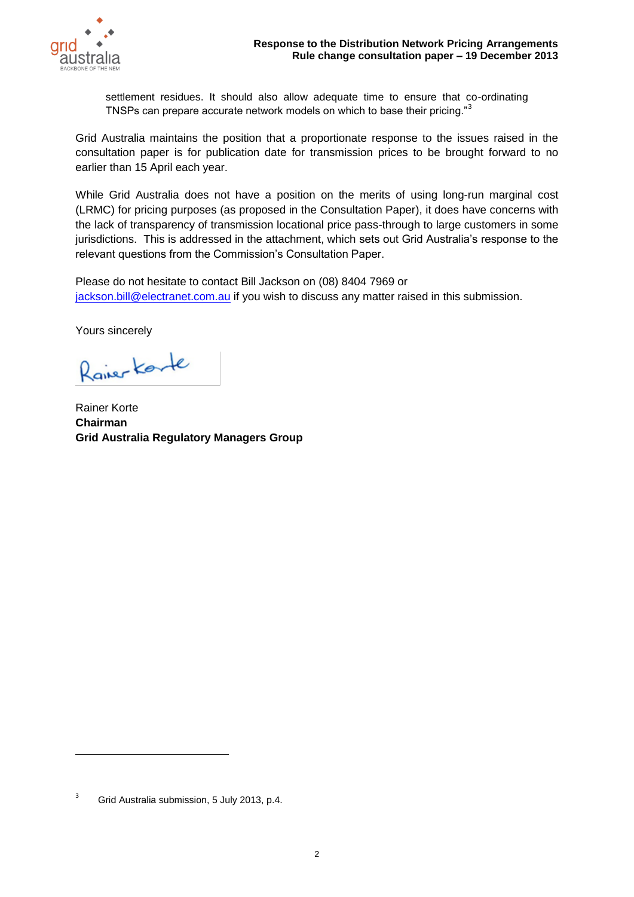settlement residues. It should also allow adequate time to ensure that co-ordinating TNSPs can prepare accurate network models on which to base their pricing."[3]

Grid Australia maintains the position that a proportionate response to the issues raised in the consultation paper is for publication date for transmission prices to be brought forward to no earlier than 15 April each year.

While Grid Australia does not have a position on the merits of using long-run marginal cost (LRMC) for pricing purposes (as proposed in the Consultation Paper), it does have concerns with the lack of transparency of transmission locational price pass-through to large customers in some jurisdictions. This is addressed in the attachment, which sets out Grid Australia's response to the relevant questions from the Commission's Consultation Paper.

Please do not hesitate to contact Bill Jackson on (08) 8404 7969 or jackson.bill@electranet.com.au if you wish to discuss any matter raised in this submission.

Yours sincerely

Rainer Korte
**Chairman**
**Grid Australia Regulatory Managers Group**

---

[3] Grid Australia submission, 5 July 2013, p.4.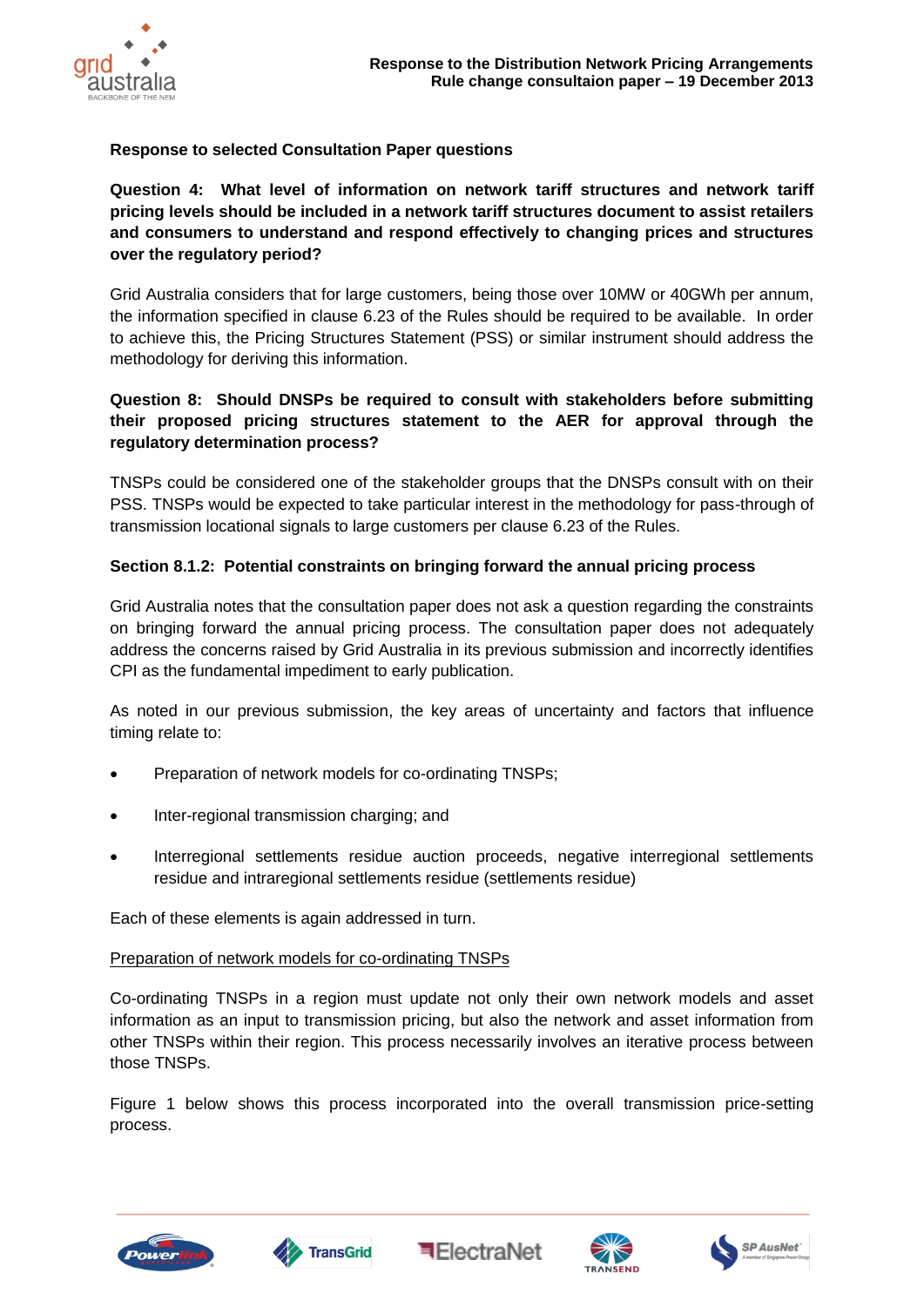**Response to selected Consultation Paper questions**

**Question 4: What level of information on network tariff structures and network tariff pricing levels should be included in a network tariff structures document to assist retailers and consumers to understand and respond effectively to changing prices and structures over the regulatory period?**

Grid Australia considers that for large customers, being those over 10MW or 40GWh per annum, the information specified in clause 6.23 of the Rules should be required to be available. In order to achieve this, the Pricing Structures Statement (PSS) or similar instrument should address the methodology for deriving this information.

**Question 8: Should DNSPs be required to consult with stakeholders before submitting their proposed pricing structures statement to the AER for approval through the regulatory determination process?**

TNSPs could be considered one of the stakeholder groups that the DNSPs consult with on their PSS. TNSPs would be expected to take particular interest in the methodology for pass-through of transmission locational signals to large customers per clause 6.23 of the Rules.

**Section 8.1.2: Potential constraints on bringing forward the annual pricing process**

Grid Australia notes that the consultation paper does not ask a question regarding the constraints on bringing forward the annual pricing process. The consultation paper does not adequately address the concerns raised by Grid Australia in its previous submission and incorrectly identifies CPI as the fundamental impediment to early publication.

As noted in our previous submission, the key areas of uncertainty and factors that influence timing relate to:

- Preparation of network models for co-ordinating TNSPs;
- Inter-regional transmission charging; and
- Interregional settlements residue auction proceeds, negative interregional settlements residue and intraregional settlements residue (settlements residue)

Each of these elements is again addressed in turn.

<u>Preparation of network models for co-ordinating TNSPs</u>

Co-ordinating TNSPs in a region must update not only their own network models and asset information as an input to transmission pricing, but also the network and asset information from other TNSPs within their region. This process necessarily involves an iterative process between those TNSPs.

Figure 1 below shows this process incorporated into the overall transmission price-setting process.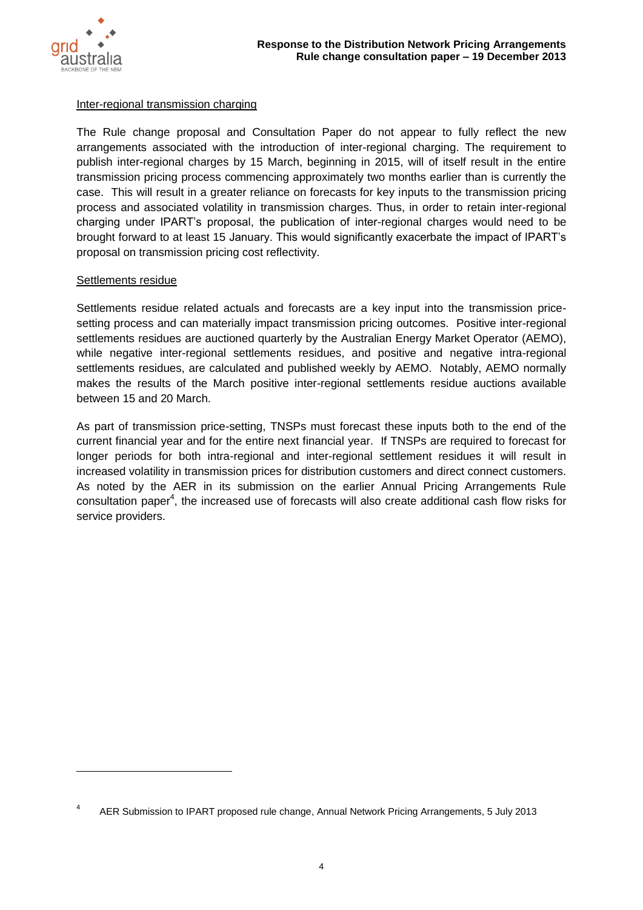Inter-regional transmission charging

The Rule change proposal and Consultation Paper do not appear to fully reflect the new arrangements associated with the introduction of inter-regional charging. The requirement to publish inter-regional charges by 15 March, beginning in 2015, will of itself result in the entire transmission pricing process commencing approximately two months earlier than is currently the case. This will result in a greater reliance on forecasts for key inputs to the transmission pricing process and associated volatility in transmission charges. Thus, in order to retain inter-regional charging under IPART's proposal, the publication of inter-regional charges would need to be brought forward to at least 15 January. This would significantly exacerbate the impact of IPART's proposal on transmission pricing cost reflectivity.

Settlements residue

Settlements residue related actuals and forecasts are a key input into the transmission price-setting process and can materially impact transmission pricing outcomes. Positive inter-regional settlements residues are auctioned quarterly by the Australian Energy Market Operator (AEMO), while negative inter-regional settlements residues, and positive and negative intra-regional settlements residues, are calculated and published weekly by AEMO. Notably, AEMO normally makes the results of the March positive inter-regional settlements residue auctions available between 15 and 20 March.

As part of transmission price-setting, TNSPs must forecast these inputs both to the end of the current financial year and for the entire next financial year. If TNSPs are required to forecast for longer periods for both intra-regional and inter-regional settlement residues it will result in increased volatility in transmission prices for distribution customers and direct connect customers. As noted by the AER in its submission on the earlier Annual Pricing Arrangements Rule consultation paper[4], the increased use of forecasts will also create additional cash flow risks for service providers.

---

[4] AER Submission to IPART proposed rule change, Annual Network Pricing Arrangements, 5 July 2013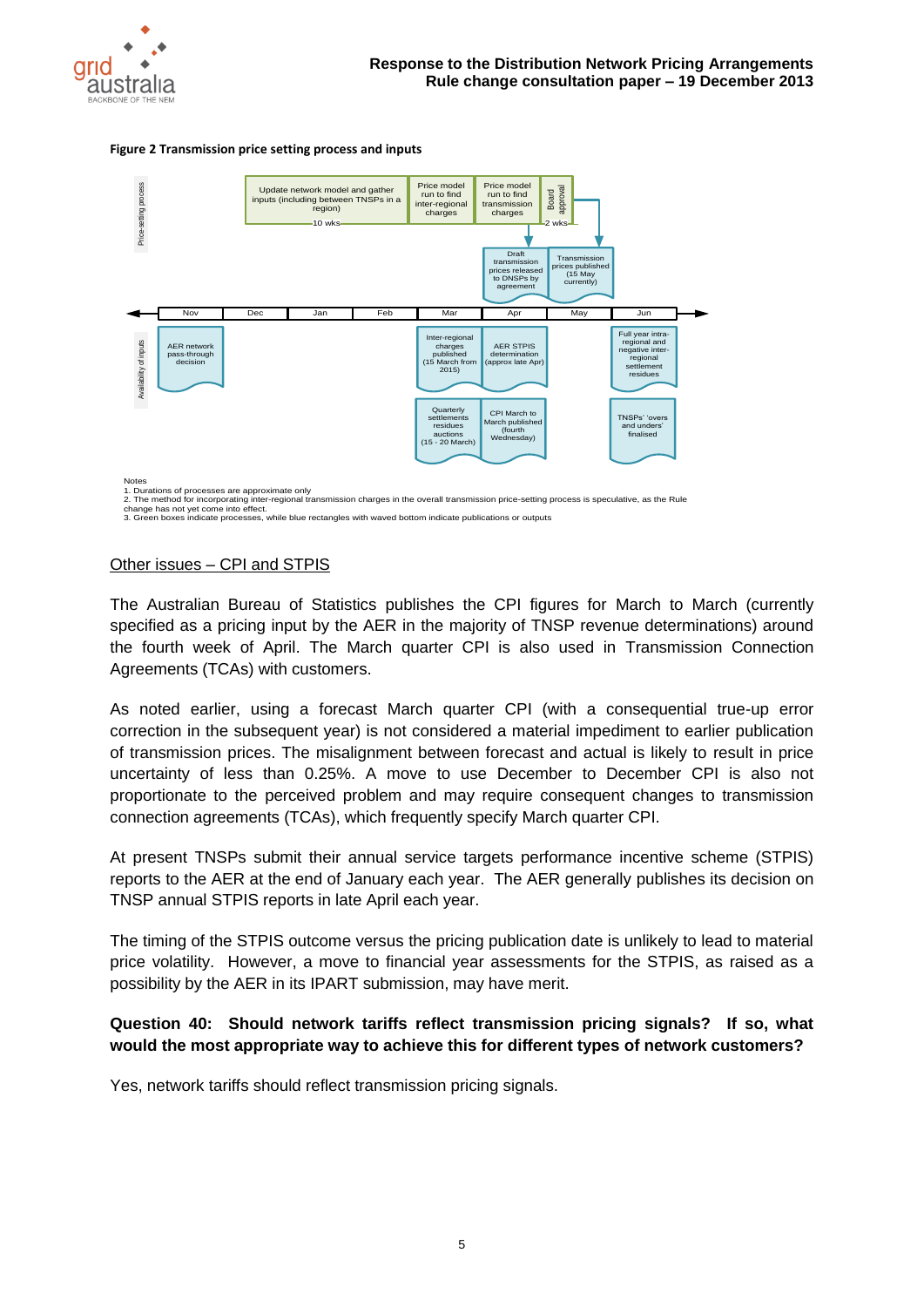**Figure 2 Transmission price setting process and inputs**

Price-setting process

Update network model and gather inputs (including between TNSPs in a region) — 10 wks

Price model run to find inter-regional charges

Price model run to find transmission charges

Board approval — 2 wks

Draft transmission prices released to DNSPs by agreement

Transmission prices published (15 May currently)

Nov | Dec | Jan | Feb | Mar | Apr | May | Jun

Availability of inputs

AER network pass-through decision

Inter-regional charges published (15 March from 2015)

AER STPIS determination (approx late Apr)

Full year intra-regional and negative inter-regional settlement residues

Quarterly settlements residues auctions (15 - 20 March)

CPI March to March published (fourth Wednesday)

TNSPs' 'overs and unders' finalised

Notes
1. Durations of processes are approximate only
2. The method for incorporating inter-regional transmission charges in the overall transmission price-setting process is speculative, as the Rule change has not yet come into effect.
3. Green boxes indicate processes, while blue rectangles with waved bottom indicate publications or outputs

## Other issues – CPI and STPIS

The Australian Bureau of Statistics publishes the CPI figures for March to March (currently specified as a pricing input by the AER in the majority of TNSP revenue determinations) around the fourth week of April. The March quarter CPI is also used in Transmission Connection Agreements (TCAs) with customers.

As noted earlier, using a forecast March quarter CPI (with a consequential true-up error correction in the subsequent year) is not considered a material impediment to earlier publication of transmission prices. The misalignment between forecast and actual is likely to result in price uncertainty of less than 0.25%. A move to use December to December CPI is also not proportionate to the perceived problem and may require consequent changes to transmission connection agreements (TCAs), which frequently specify March quarter CPI.

At present TNSPs submit their annual service targets performance incentive scheme (STPIS) reports to the AER at the end of January each year. The AER generally publishes its decision on TNSP annual STPIS reports in late April each year.

The timing of the STPIS outcome versus the pricing publication date is unlikely to lead to material price volatility. However, a move to financial year assessments for the STPIS, as raised as a possibility by the AER in its IPART submission, may have merit.

**Question 40: Should network tariffs reflect transmission pricing signals? If so, what would the most appropriate way to achieve this for different types of network customers?**

Yes, network tariffs should reflect transmission pricing signals.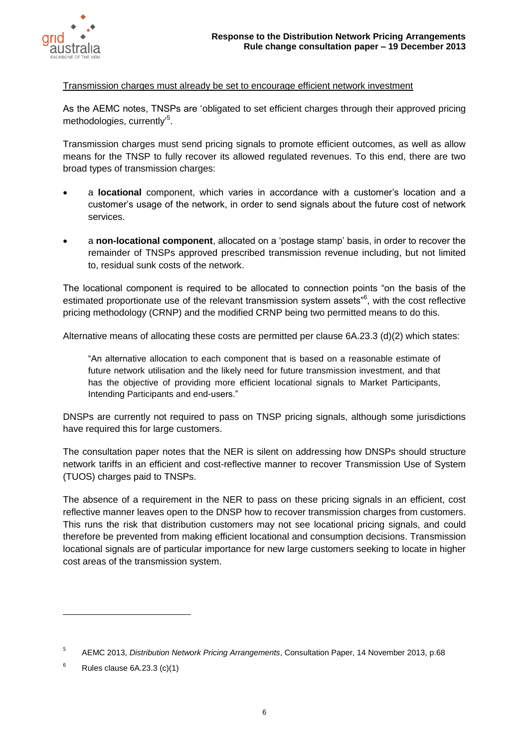<u>Transmission charges must already be set to encourage efficient network investment</u>

As the AEMC notes, TNSPs are 'obligated to set efficient charges through their approved pricing methodologies, currently'[5].

Transmission charges must send pricing signals to promote efficient outcomes, as well as allow means for the TNSP to fully recover its allowed regulated revenues. To this end, there are two broad types of transmission charges:

- a **locational** component, which varies in accordance with a customer's location and a customer's usage of the network, in order to send signals about the future cost of network services.
- a **non-locational component**, allocated on a 'postage stamp' basis, in order to recover the remainder of TNSPs approved prescribed transmission revenue including, but not limited to, residual sunk costs of the network.

The locational component is required to be allocated to connection points "on the basis of the estimated proportionate use of the relevant transmission system assets"[6], with the cost reflective pricing methodology (CRNP) and the modified CRNP being two permitted means to do this.

Alternative means of allocating these costs are permitted per clause 6A.23.3 (d)(2) which states:

> "An alternative allocation to each component that is based on a reasonable estimate of future network utilisation and the likely need for future transmission investment, and that has the objective of providing more efficient locational signals to Market Participants, Intending Participants and end-users."

DNSPs are currently not required to pass on TNSP pricing signals, although some jurisdictions have required this for large customers.

The consultation paper notes that the NER is silent on addressing how DNSPs should structure network tariffs in an efficient and cost-reflective manner to recover Transmission Use of System (TUOS) charges paid to TNSPs.

The absence of a requirement in the NER to pass on these pricing signals in an efficient, cost reflective manner leaves open to the DNSP how to recover transmission charges from customers. This runs the risk that distribution customers may not see locational pricing signals, and could therefore be prevented from making efficient locational and consumption decisions. Transmission locational signals are of particular importance for new large customers seeking to locate in higher cost areas of the transmission system.

---

[5] AEMC 2013, *Distribution Network Pricing Arrangements*, Consultation Paper, 14 November 2013, p.68

[6] Rules clause 6A.23.3 (c)(1)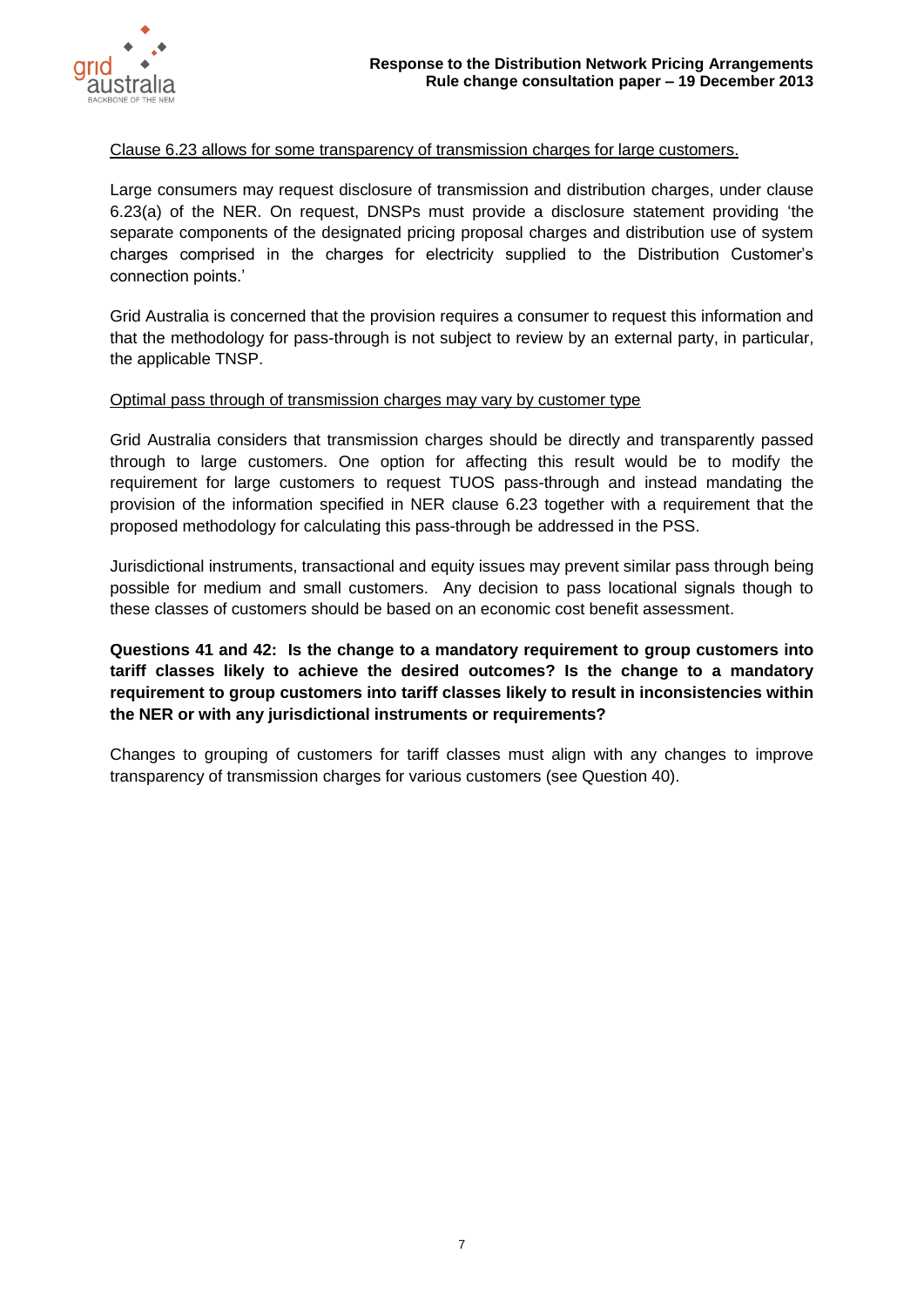Clause 6.23 allows for some transparency of transmission charges for large customers.

Large consumers may request disclosure of transmission and distribution charges, under clause 6.23(a) of the NER. On request, DNSPs must provide a disclosure statement providing 'the separate components of the designated pricing proposal charges and distribution use of system charges comprised in the charges for electricity supplied to the Distribution Customer's connection points.'

Grid Australia is concerned that the provision requires a consumer to request this information and that the methodology for pass-through is not subject to review by an external party, in particular, the applicable TNSP.

Optimal pass through of transmission charges may vary by customer type

Grid Australia considers that transmission charges should be directly and transparently passed through to large customers. One option for affecting this result would be to modify the requirement for large customers to request TUOS pass-through and instead mandating the provision of the information specified in NER clause 6.23 together with a requirement that the proposed methodology for calculating this pass-through be addressed in the PSS.

Jurisdictional instruments, transactional and equity issues may prevent similar pass through being possible for medium and small customers. Any decision to pass locational signals though to these classes of customers should be based on an economic cost benefit assessment.

**Questions 41 and 42: Is the change to a mandatory requirement to group customers into tariff classes likely to achieve the desired outcomes? Is the change to a mandatory requirement to group customers into tariff classes likely to result in inconsistencies within the NER or with any jurisdictional instruments or requirements?**

Changes to grouping of customers for tariff classes must align with any changes to improve transparency of transmission charges for various customers (see Question 40).